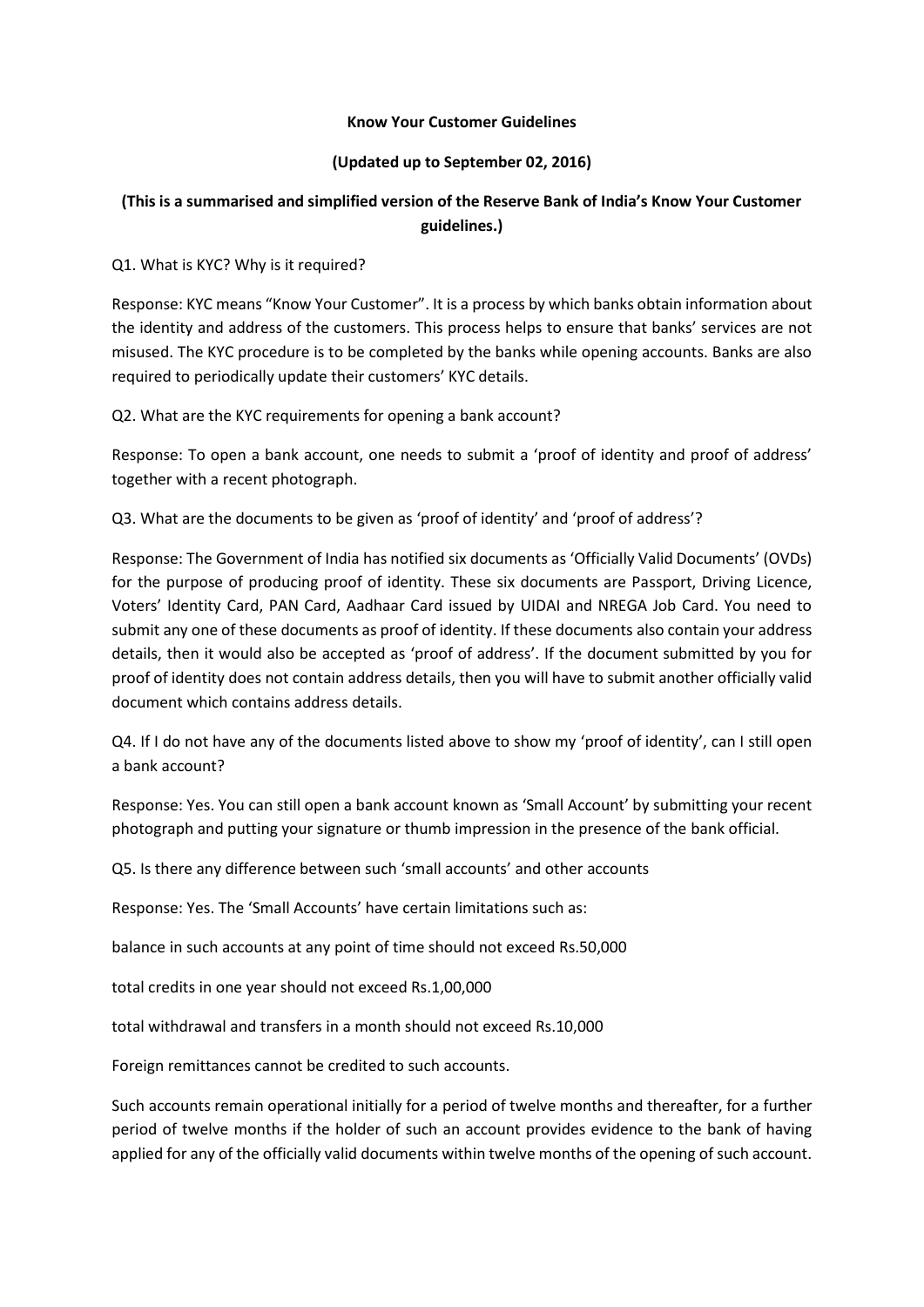**Know Your Customer Guidelines**

**(Updated up to September 02, 2016)**

**(This is a summarised and simplified version of the Reserve Bank of India's Know Your Customer guidelines.)**

Q1. What is KYC? Why is it required?

Response: KYC means "Know Your Customer". It is a process by which banks obtain information about the identity and address of the customers. This process helps to ensure that banks' services are not misused. The KYC procedure is to be completed by the banks while opening accounts. Banks are also required to periodically update their customers' KYC details.

Q2. What are the KYC requirements for opening a bank account?

Response: To open a bank account, one needs to submit a 'proof of identity and proof of address' together with a recent photograph.

Q3. What are the documents to be given as 'proof of identity' and 'proof of address'?

Response: The Government of India has notified six documents as 'Officially Valid Documents' (OVDs) for the purpose of producing proof of identity. These six documents are Passport, Driving Licence, Voters' Identity Card, PAN Card, Aadhaar Card issued by UIDAI and NREGA Job Card. You need to submit any one of these documents as proof of identity. If these documents also contain your address details, then it would also be accepted as 'proof of address'. If the document submitted by you for proof of identity does not contain address details, then you will have to submit another officially valid document which contains address details.

Q4. If I do not have any of the documents listed above to show my 'proof of identity', can I still open a bank account?

Response: Yes. You can still open a bank account known as 'Small Account' by submitting your recent photograph and putting your signature or thumb impression in the presence of the bank official.

Q5. Is there any difference between such 'small accounts' and other accounts

Response: Yes. The 'Small Accounts' have certain limitations such as:

balance in such accounts at any point of time should not exceed Rs.50,000

total credits in one year should not exceed Rs.1,00,000

total withdrawal and transfers in a month should not exceed Rs.10,000

Foreign remittances cannot be credited to such accounts.

Such accounts remain operational initially for a period of twelve months and thereafter, for a further period of twelve months if the holder of such an account provides evidence to the bank of having applied for any of the officially valid documents within twelve months of the opening of such account.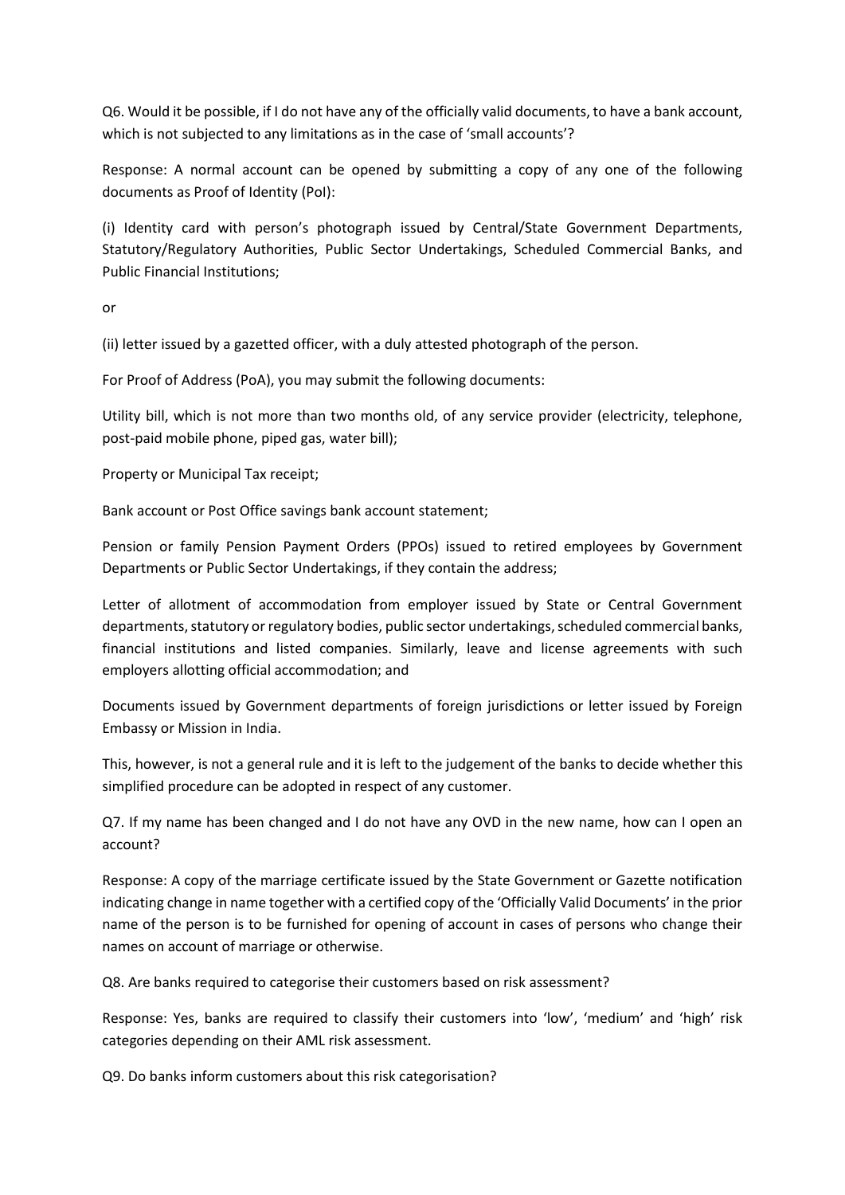Q6. Would it be possible, if I do not have any of the officially valid documents, to have a bank account, which is not subjected to any limitations as in the case of 'small accounts'?

Response: A normal account can be opened by submitting a copy of any one of the following documents as Proof of Identity (PoI):

(i) Identity card with person's photograph issued by Central/State Government Departments, Statutory/Regulatory Authorities, Public Sector Undertakings, Scheduled Commercial Banks, and Public Financial Institutions;

or

(ii) letter issued by a gazetted officer, with a duly attested photograph of the person.

For Proof of Address (PoA), you may submit the following documents:

Utility bill, which is not more than two months old, of any service provider (electricity, telephone, post-paid mobile phone, piped gas, water bill);

Property or Municipal Tax receipt;

Bank account or Post Office savings bank account statement;

Pension or family Pension Payment Orders (PPOs) issued to retired employees by Government Departments or Public Sector Undertakings, if they contain the address;

Letter of allotment of accommodation from employer issued by State or Central Government departments, statutory or regulatory bodies, public sector undertakings, scheduled commercial banks, financial institutions and listed companies. Similarly, leave and license agreements with such employers allotting official accommodation; and

Documents issued by Government departments of foreign jurisdictions or letter issued by Foreign Embassy or Mission in India.

This, however, is not a general rule and it is left to the judgement of the banks to decide whether this simplified procedure can be adopted in respect of any customer.

Q7. If my name has been changed and I do not have any OVD in the new name, how can I open an account?

Response: A copy of the marriage certificate issued by the State Government or Gazette notification indicating change in name together with a certified copy of the 'Officially Valid Documents' in the prior name of the person is to be furnished for opening of account in cases of persons who change their names on account of marriage or otherwise.

Q8. Are banks required to categorise their customers based on risk assessment?

Response: Yes, banks are required to classify their customers into 'low', 'medium' and 'high' risk categories depending on their AML risk assessment.

Q9. Do banks inform customers about this risk categorisation?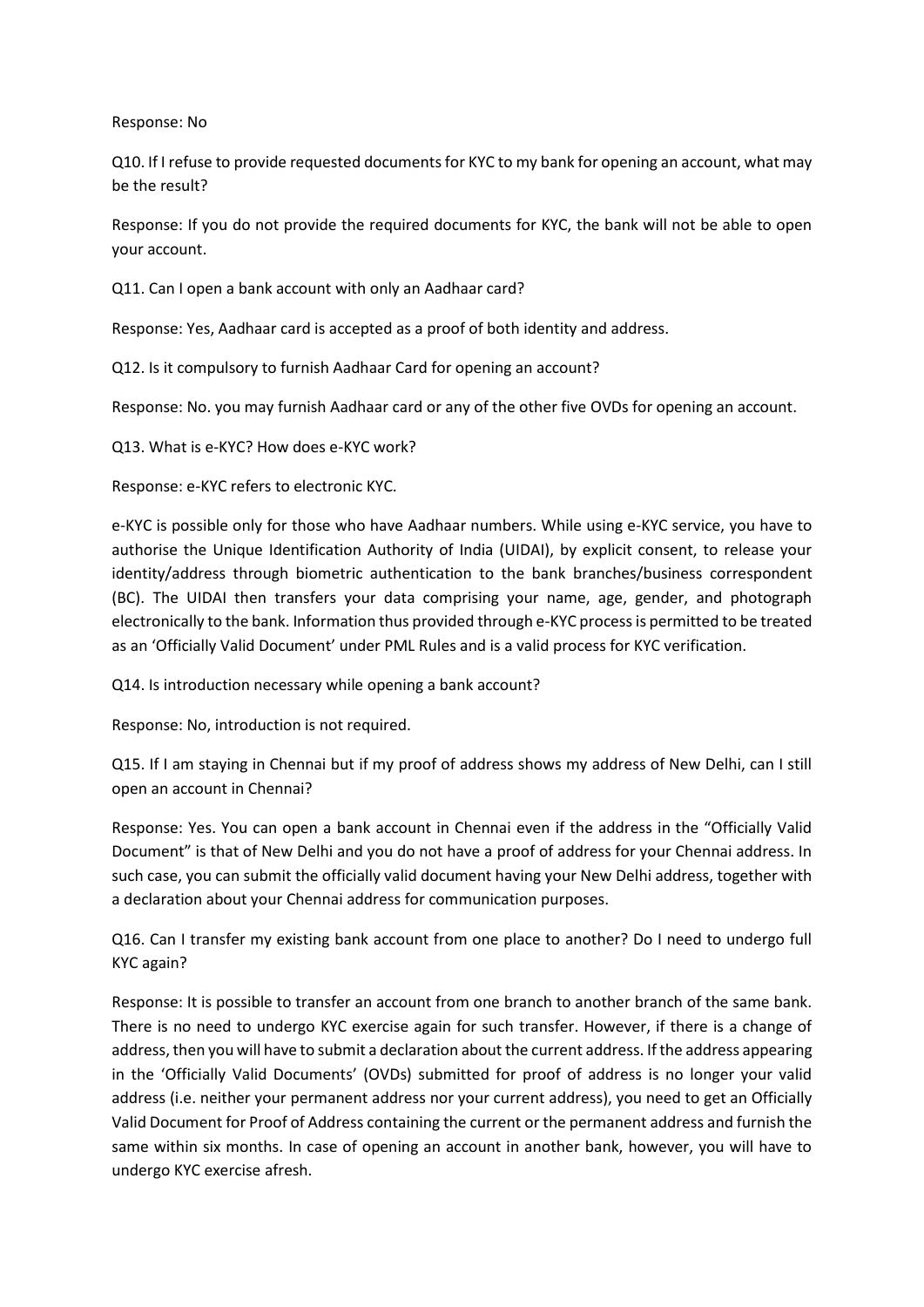Response: No

Q10. If I refuse to provide requested documents for KYC to my bank for opening an account, what may be the result?

Response: If you do not provide the required documents for KYC, the bank will not be able to open your account.

Q11. Can I open a bank account with only an Aadhaar card?

Response: Yes, Aadhaar card is accepted as a proof of both identity and address.

Q12. Is it compulsory to furnish Aadhaar Card for opening an account?

Response: No. you may furnish Aadhaar card or any of the other five OVDs for opening an account.

Q13. What is e-KYC? How does e-KYC work?

Response: e-KYC refers to electronic KYC.

e-KYC is possible only for those who have Aadhaar numbers. While using e-KYC service, you have to authorise the Unique Identification Authority of India (UIDAI), by explicit consent, to release your identity/address through biometric authentication to the bank branches/business correspondent (BC). The UIDAI then transfers your data comprising your name, age, gender, and photograph electronically to the bank. Information thus provided through e-KYC process is permitted to be treated as an 'Officially Valid Document' under PML Rules and is a valid process for KYC verification.

Q14. Is introduction necessary while opening a bank account?

Response: No, introduction is not required.

Q15. If I am staying in Chennai but if my proof of address shows my address of New Delhi, can I still open an account in Chennai?

Response: Yes. You can open a bank account in Chennai even if the address in the "Officially Valid Document" is that of New Delhi and you do not have a proof of address for your Chennai address. In such case, you can submit the officially valid document having your New Delhi address, together with a declaration about your Chennai address for communication purposes.

Q16. Can I transfer my existing bank account from one place to another? Do I need to undergo full KYC again?

Response: It is possible to transfer an account from one branch to another branch of the same bank. There is no need to undergo KYC exercise again for such transfer. However, if there is a change of address, then you will have to submit a declaration about the current address. If the address appearing in the 'Officially Valid Documents' (OVDs) submitted for proof of address is no longer your valid address (i.e. neither your permanent address nor your current address), you need to get an Officially Valid Document for Proof of Address containing the current or the permanent address and furnish the same within six months. In case of opening an account in another bank, however, you will have to undergo KYC exercise afresh.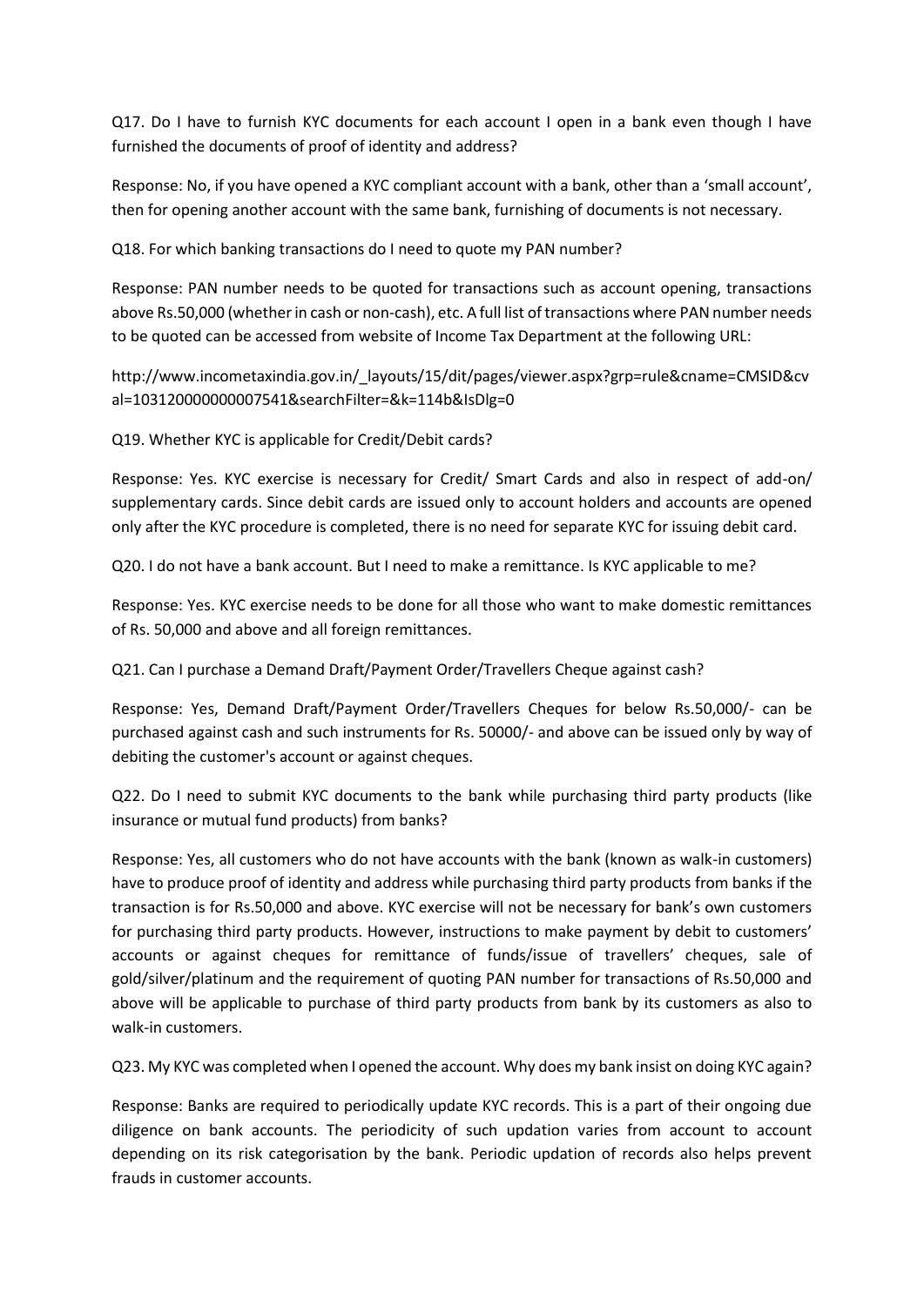Q17. Do I have to furnish KYC documents for each account I open in a bank even though I have furnished the documents of proof of identity and address?

Response: No, if you have opened a KYC compliant account with a bank, other than a 'small account', then for opening another account with the same bank, furnishing of documents is not necessary.

Q18. For which banking transactions do I need to quote my PAN number?

Response: PAN number needs to be quoted for transactions such as account opening, transactions above Rs.50,000 (whether in cash or non-cash), etc. A full list of transactions where PAN number needs to be quoted can be accessed from website of Income Tax Department at the following URL:

http://www.incometaxindia.gov.in/_layouts/15/dit/pages/viewer.aspx?grp=rule&cname=CMSID&cval=103120000000007541&searchFilter=&k=114b&IsDlg=0

Q19. Whether KYC is applicable for Credit/Debit cards?

Response: Yes. KYC exercise is necessary for Credit/ Smart Cards and also in respect of add-on/ supplementary cards. Since debit cards are issued only to account holders and accounts are opened only after the KYC procedure is completed, there is no need for separate KYC for issuing debit card.

Q20. I do not have a bank account. But I need to make a remittance. Is KYC applicable to me?

Response: Yes. KYC exercise needs to be done for all those who want to make domestic remittances of Rs. 50,000 and above and all foreign remittances.

Q21. Can I purchase a Demand Draft/Payment Order/Travellers Cheque against cash?

Response: Yes, Demand Draft/Payment Order/Travellers Cheques for below Rs.50,000/- can be purchased against cash and such instruments for Rs. 50000/- and above can be issued only by way of debiting the customer's account or against cheques.

Q22. Do I need to submit KYC documents to the bank while purchasing third party products (like insurance or mutual fund products) from banks?

Response: Yes, all customers who do not have accounts with the bank (known as walk-in customers) have to produce proof of identity and address while purchasing third party products from banks if the transaction is for Rs.50,000 and above. KYC exercise will not be necessary for bank's own customers for purchasing third party products. However, instructions to make payment by debit to customers' accounts or against cheques for remittance of funds/issue of travellers' cheques, sale of gold/silver/platinum and the requirement of quoting PAN number for transactions of Rs.50,000 and above will be applicable to purchase of third party products from bank by its customers as also to walk-in customers.

Q23. My KYC was completed when I opened the account. Why does my bank insist on doing KYC again?

Response: Banks are required to periodically update KYC records. This is a part of their ongoing due diligence on bank accounts. The periodicity of such updation varies from account to account depending on its risk categorisation by the bank. Periodic updation of records also helps prevent frauds in customer accounts.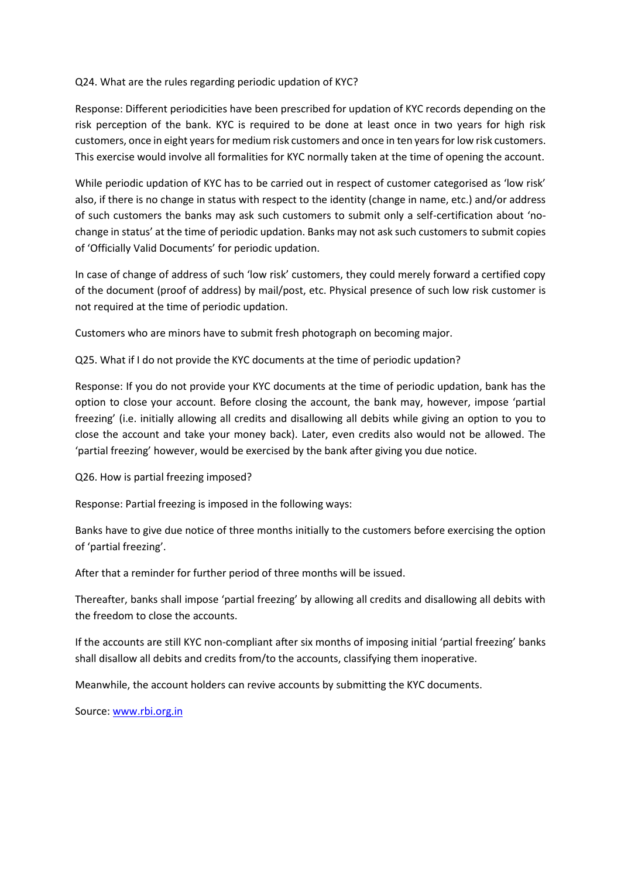Q24. What are the rules regarding periodic updation of KYC?

Response: Different periodicities have been prescribed for updation of KYC records depending on the risk perception of the bank. KYC is required to be done at least once in two years for high risk customers, once in eight years for medium risk customers and once in ten years for low risk customers. This exercise would involve all formalities for KYC normally taken at the time of opening the account.

While periodic updation of KYC has to be carried out in respect of customer categorised as 'low risk' also, if there is no change in status with respect to the identity (change in name, etc.) and/or address of such customers the banks may ask such customers to submit only a self-certification about 'no-change in status' at the time of periodic updation. Banks may not ask such customers to submit copies of 'Officially Valid Documents' for periodic updation.

In case of change of address of such 'low risk' customers, they could merely forward a certified copy of the document (proof of address) by mail/post, etc. Physical presence of such low risk customer is not required at the time of periodic updation.

Customers who are minors have to submit fresh photograph on becoming major.

Q25. What if I do not provide the KYC documents at the time of periodic updation?

Response: If you do not provide your KYC documents at the time of periodic updation, bank has the option to close your account. Before closing the account, the bank may, however, impose 'partial freezing' (i.e. initially allowing all credits and disallowing all debits while giving an option to you to close the account and take your money back). Later, even credits also would not be allowed. The 'partial freezing' however, would be exercised by the bank after giving you due notice.

Q26. How is partial freezing imposed?

Response: Partial freezing is imposed in the following ways:

Banks have to give due notice of three months initially to the customers before exercising the option of 'partial freezing'.

After that a reminder for further period of three months will be issued.

Thereafter, banks shall impose 'partial freezing' by allowing all credits and disallowing all debits with the freedom to close the accounts.

If the accounts are still KYC non-compliant after six months of imposing initial 'partial freezing' banks shall disallow all debits and credits from/to the accounts, classifying them inoperative.

Meanwhile, the account holders can revive accounts by submitting the KYC documents.

Source: [www.rbi.org.in](http://www.rbi.org.in)